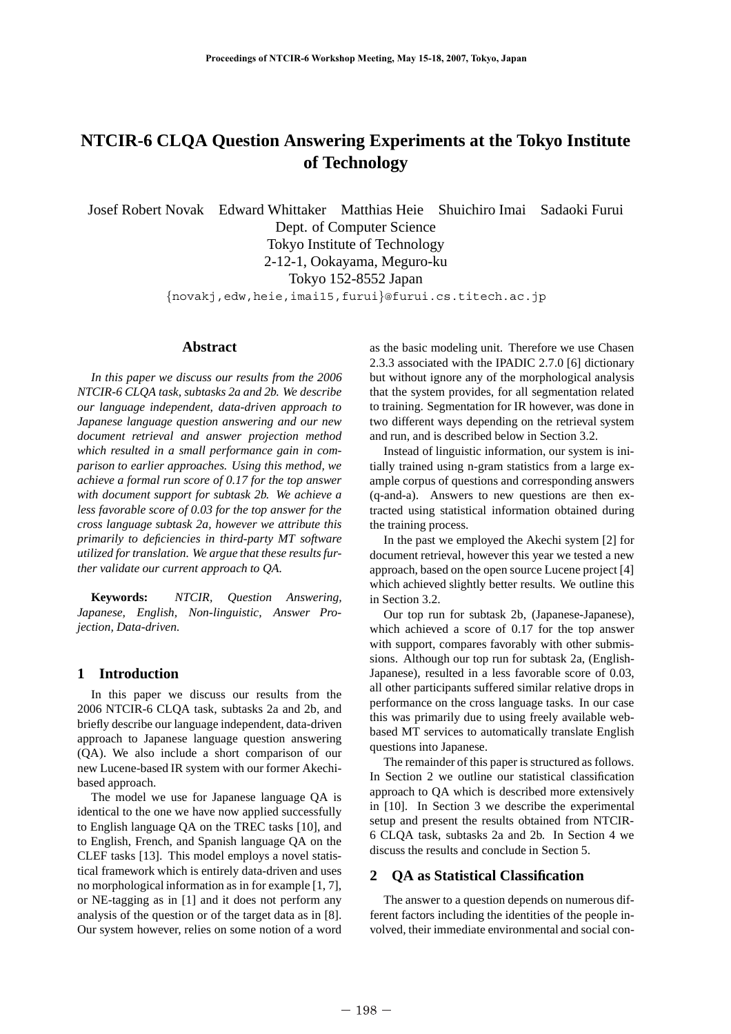# NTCIR-6 CLQA Question Answering Experiments at the Tokyo Institute of Technology

Josef Robert Novak Edward Whittaker Matthias Heie Shuichiro Imai Sadaoki Furui
Dept. of Computer Science
Tokyo Institute of Technology
2-12-1, Ookayama, Meguro-ku
Tokyo 152-8552 Japan
{novakj,edw,heie,imai15,furui}@furui.cs.titech.ac.jp

## Abstract

*In this paper we discuss our results from the 2006 NTCIR-6 CLQA task, subtasks 2a and 2b. We describe our language independent, data-driven approach to Japanese language question answering and our new document retrieval and answer projection method which resulted in a small performance gain in comparison to earlier approaches. Using this method, we achieve a formal run score of 0.17 for the top answer with document support for subtask 2b. We achieve a less favorable score of 0.03 for the top answer for the cross language subtask 2a, however we attribute this primarily to deficiencies in third-party MT software utilized for translation. We argue that these results further validate our current approach to QA.*

**Keywords:** *NTCIR, Question Answering, Japanese, English, Non-linguistic, Answer Projection, Data-driven.*

## 1 Introduction

In this paper we discuss our results from the 2006 NTCIR-6 CLQA task, subtasks 2a and 2b, and briefly describe our language independent, data-driven approach to Japanese language question answering (QA). We also include a short comparison of our new Lucene-based IR system with our former Akechi-based approach.

The model we use for Japanese language QA is identical to the one we have now applied successfully to English language QA on the TREC tasks [10], and to English, French, and Spanish language QA on the CLEF tasks [13]. This model employs a novel statistical framework which is entirely data-driven and uses no morphological information as in for example [1, 7], or NE-tagging as in [1] and it does not perform any analysis of the question or of the target data as in [8]. Our system however, relies on some notion of a word as the basic modeling unit. Therefore we use Chasen 2.3.3 associated with the IPADIC 2.7.0 [6] dictionary but without ignore any of the morphological analysis that the system provides, for all segmentation related to training. Segmentation for IR however, was done in two different ways depending on the retrieval system and run, and is described below in Section 3.2.

Instead of linguistic information, our system is initially trained using n-gram statistics from a large example corpus of questions and corresponding answers (q-and-a). Answers to new questions are then extracted using statistical information obtained during the training process.

In the past we employed the Akechi system [2] for document retrieval, however this year we tested a new approach, based on the open source Lucene project [4] which achieved slightly better results. We outline this in Section 3.2.

Our top run for subtask 2b, (Japanese-Japanese), which achieved a score of 0.17 for the top answer with support, compares favorably with other submissions. Although our top run for subtask 2a, (English-Japanese), resulted in a less favorable score of 0.03, all other participants suffered similar relative drops in performance on the cross language tasks. In our case this was primarily due to using freely available web-based MT services to automatically translate English questions into Japanese.

The remainder of this paper is structured as follows. In Section 2 we outline our statistical classification approach to QA which is described more extensively in [10]. In Section 3 we describe the experimental setup and present the results obtained from NTCIR-6 CLQA task, subtasks 2a and 2b. In Section 4 we discuss the results and conclude in Section 5.

## 2 QA as Statistical Classification

The answer to a question depends on numerous different factors including the identities of the people involved, their immediate environmental and social con-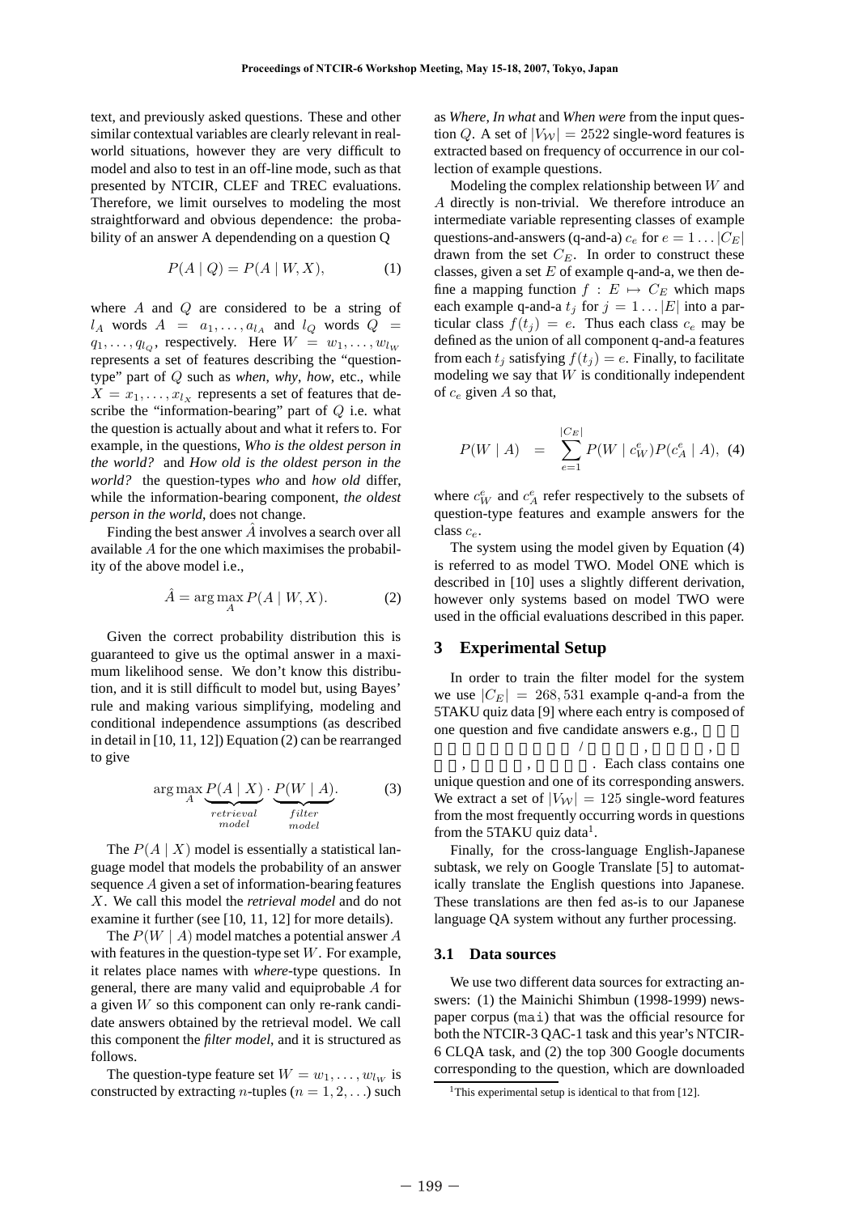text, and previously asked questions. These and other similar contextual variables are clearly relevant in real-world situations, however they are very difficult to model and also to test in an off-line mode, such as that presented by NTCIR, CLEF and TREC evaluations. Therefore, we limit ourselves to modeling the most straightforward and obvious dependence: the probability of an answer A dependending on a question Q

$$P(A \mid Q) = P(A \mid W, X), \tag{1}$$

where $A$ and $Q$ are considered to be a string of $l_A$ words $A = a_1, \ldots, a_{l_A}$ and $l_Q$ words $Q = q_1, \ldots, q_{l_Q}$, respectively. Here $W = w_1, \ldots, w_{l_W}$ represents a set of features describing the "question-type" part of $Q$ such as *when*, *why*, *how*, etc., while $X = x_1, \ldots, x_{l_X}$ represents a set of features that describe the "information-bearing" part of $Q$ i.e. what the question is actually about and what it refers to. For example, in the questions, *Who is the oldest person in the world?* and *How old is the oldest person in the world?* the question-types *who* and *how old* differ, while the information-bearing component, *the oldest person in the world*, does not change.

Finding the best answer $\hat{A}$ involves a search over all available $A$ for the one which maximises the probability of the above model i.e.,

$$\hat{A} = \arg\max_{A} P(A \mid W, X). \tag{2}$$

Given the correct probability distribution this is guaranteed to give us the optimal answer in a maximum likelihood sense. We don't know this distribution, and it is still difficult to model but, using Bayes' rule and making various simplifying, modeling and conditional independence assumptions (as described in detail in [10, 11, 12]) Equation (2) can be rearranged to give

$$\arg\max_{A} \underbrace{P(A \mid X)}_{\substack{retrieval \\ model}} \cdot \underbrace{P(W \mid A)}_{\substack{filter \\ model}}. \tag{3}$$

The $P(A \mid X)$ model is essentially a statistical language model that models the probability of an answer sequence $A$ given a set of information-bearing features $X$. We call this model the *retrieval model* and do not examine it further (see [10, 11, 12] for more details).

The $P(W \mid A)$ model matches a potential answer $A$ with features in the question-type set $W$. For example, it relates place names with *where*-type questions. In general, there are many valid and equiprobable $A$ for a given $W$ so this component can only re-rank candidate answers obtained by the retrieval model. We call this component the *filter model*, and it is structured as follows.

The question-type feature set $W = w_1, \ldots, w_{l_W}$ is constructed by extracting $n$-tuples ($n = 1, 2, \ldots$) such as *Where*, *In what* and *When were* from the input question $Q$. A set of $|V_{\mathcal{W}}| = 2522$ single-word features is extracted based on frequency of occurrence in our collection of example questions.

Modeling the complex relationship between $W$ and $A$ directly is non-trivial. We therefore introduce an intermediate variable representing classes of example questions-and-answers (q-and-a) $c_e$ for $e = 1 \ldots |C_E|$ drawn from the set $C_E$. In order to construct these classes, given a set $E$ of example q-and-a, we then define a mapping function $f : E \mapsto C_E$ which maps each example q-and-a $t_j$ for $j = 1 \ldots |E|$ into a particular class $f(t_j) = e$. Thus each class $c_e$ may be defined as the union of all component q-and-a features from each $t_j$ satisfying $f(t_j) = e$. Finally, to facilitate modeling we say that $W$ is conditionally independent of $c_e$ given $A$ so that,

$$P(W \mid A) = \sum_{e=1}^{|C_E|} P(W \mid c_W^e) P(c_A^e \mid A), \tag{4}$$

where $c_W^e$ and $c_A^e$ refer respectively to the subsets of question-type features and example answers for the class $c_e$.

The system using the model given by Equation (4) is referred to as model TWO. Model ONE which is described in [10] uses a slightly different derivation, however only systems based on model TWO were used in the official evaluations described in this paper.

## 3 Experimental Setup

In order to train the filter model for the system we use $|C_E| = 268,531$ example q-and-a from the 5TAKU quiz data [9] where each entry is composed of one question and five candidate answers e.g., / , , , , . Each class contains one unique question and one of its corresponding answers. We extract a set of $|V_{\mathcal{W}}| = 125$ single-word features from the most frequently occurring words in questions from the 5TAKU quiz data[1].

Finally, for the cross-language English-Japanese subtask, we rely on Google Translate [5] to automatically translate the English questions into Japanese. These translations are then fed as-is to our Japanese language QA system without any further processing.

### 3.1 Data sources

We use two different data sources for extracting answers: (1) the Mainichi Shimbun (1998-1999) newspaper corpus (mai) that was the official resource for both the NTCIR-3 QAC-1 task and this year's NTCIR-6 CLQA task, and (2) the top 300 Google documents corresponding to the question, which are downloaded

[1] This experimental setup is identical to that from [12].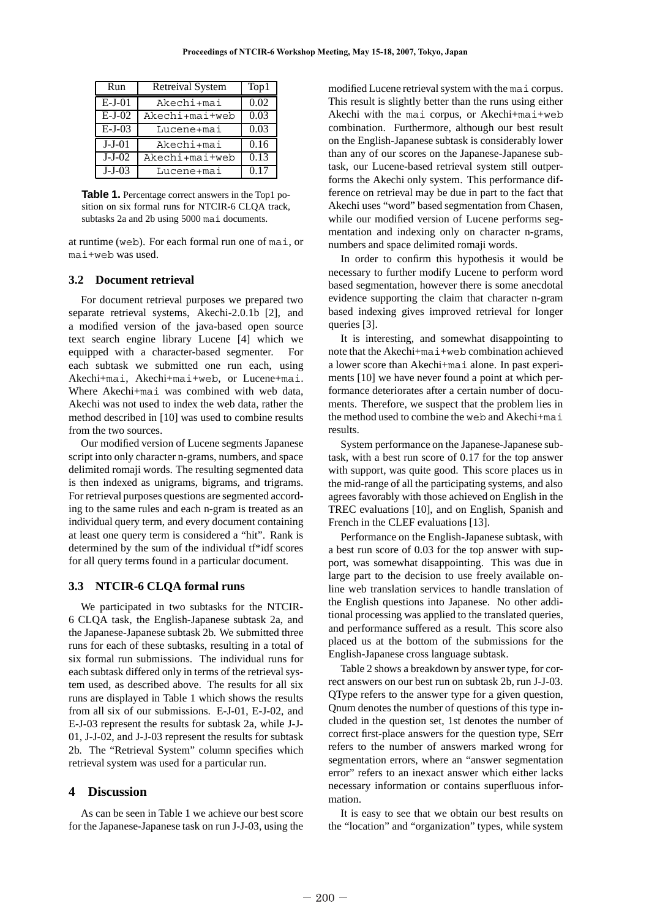| Run | Retreival System | Top1 |
|---|---|---|
| E-J-01 | Akechi+mai | 0.02 |
| E-J-02 | Akechi+mai+web | 0.03 |
| E-J-03 | Lucene+mai | 0.03 |
| J-J-01 | Akechi+mai | 0.16 |
| J-J-02 | Akechi+mai+web | 0.13 |
| J-J-03 | Lucene+mai | 0.17 |

**Table 1.** Percentage correct answers in the Top1 position on six formal runs for NTCIR-6 CLQA track, subtasks 2a and 2b using 5000 mai documents.

at runtime (web). For each formal run one of mai, or mai+web was used.

### 3.2 Document retrieval

For document retrieval purposes we prepared two separate retrieval systems, Akechi-2.0.1b [2], and a modified version of the java-based open source text search engine library Lucene [4] which we equipped with a character-based segmenter. For each subtask we submitted one run each, using Akechi+mai, Akechi+mai+web, or Lucene+mai. Where Akechi+mai was combined with web data, Akechi was not used to index the web data, rather the method described in [10] was used to combine results from the two sources.

Our modified version of Lucene segments Japanese script into only character n-grams, numbers, and space delimited romaji words. The resulting segmented data is then indexed as unigrams, bigrams, and trigrams. For retrieval purposes questions are segmented according to the same rules and each n-gram is treated as an individual query term, and every document containing at least one query term is considered a "hit". Rank is determined by the sum of the individual tf*idf scores for all query terms found in a particular document.

### 3.3 NTCIR-6 CLQA formal runs

We participated in two subtasks for the NTCIR-6 CLQA task, the English-Japanese subtask 2a, and the Japanese-Japanese subtask 2b. We submitted three runs for each of these subtasks, resulting in a total of six formal run submissions. The individual runs for each subtask differed only in terms of the retrieval system used, as described above. The results for all six runs are displayed in Table 1 which shows the results from all six of our submissions. E-J-01, E-J-02, and E-J-03 represent the results for subtask 2a, while J-J-01, J-J-02, and J-J-03 represent the results for subtask 2b. The "Retrieval System" column specifies which retrieval system was used for a particular run.

## 4 Discussion

As can be seen in Table 1 we achieve our best score for the Japanese-Japanese task on run J-J-03, using the modified Lucene retrieval system with the mai corpus. This result is slightly better than the runs using either Akechi with the mai corpus, or Akechi+mai+web combination. Furthermore, although our best result on the English-Japanese subtask is considerably lower than any of our scores on the Japanese-Japanese subtask, our Lucene-based retrieval system still outperforms the Akechi only system. This performance difference on retrieval may be due in part to the fact that Akechi uses "word" based segmentation from Chasen, while our modified version of Lucene performs segmentation and indexing only on character n-grams, numbers and space delimited romaji words.

In order to confirm this hypothesis it would be necessary to further modify Lucene to perform word based segmentation, however there is some anecdotal evidence supporting the claim that character n-gram based indexing gives improved retrieval for longer queries [3].

It is interesting, and somewhat disappointing to note that the Akechi+mai+web combination achieved a lower score than Akechi+mai alone. In past experiments [10] we have never found a point at which performance deteriorates after a certain number of documents. Therefore, we suspect that the problem lies in the method used to combine the web and Akechi+mai results.

System performance on the Japanese-Japanese subtask, with a best run score of 0.17 for the top answer with support, was quite good. This score places us in the mid-range of all the participating systems, and also agrees favorably with those achieved on English in the TREC evaluations [10], and on English, Spanish and French in the CLEF evaluations [13].

Performance on the English-Japanese subtask, with a best run score of 0.03 for the top answer with support, was somewhat disappointing. This was due in large part to the decision to use freely available online web translation services to handle translation of the English questions into Japanese. No other additional processing was applied to the translated queries, and performance suffered as a result. This score also placed us at the bottom of the submissions for the English-Japanese cross language subtask.

Table 2 shows a breakdown by answer type, for correct answers on our best run on subtask 2b, run J-J-03. QType refers to the answer type for a given question, Qnum denotes the number of questions of this type included in the question set, 1st denotes the number of correct first-place answers for the question type, SErr refers to the number of answers marked wrong for segmentation errors, where an "answer segmentation error" refers to an inexact answer which either lacks necessary information or contains superfluous information.

It is easy to see that we obtain our best results on the "location" and "organization" types, while system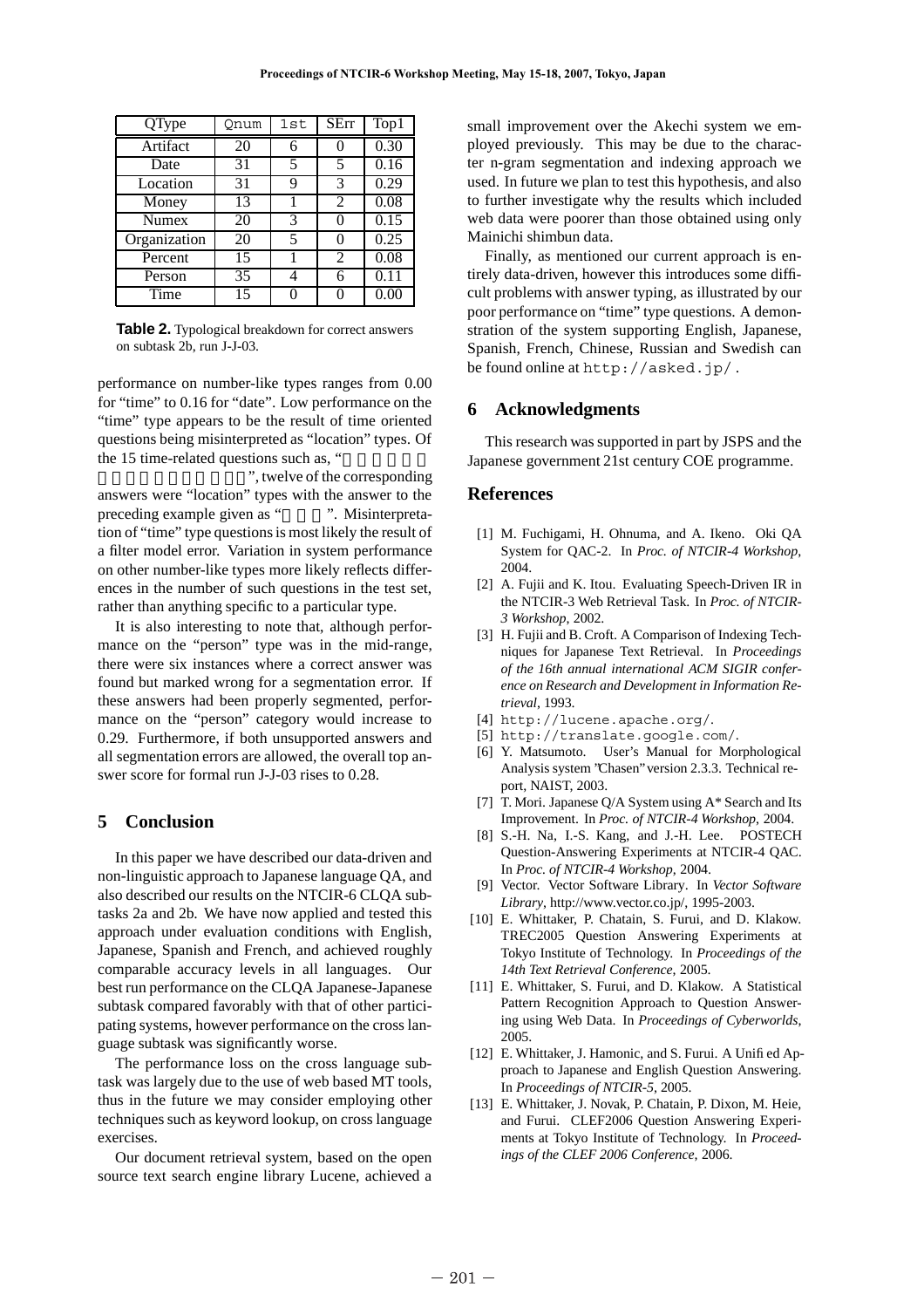| QType | Qnum | 1st | SErr | Top1 |
|---|---|---|---|---|
| Artifact | 20 | 6 | 0 | 0.30 |
| Date | 31 | 5 | 5 | 0.16 |
| Location | 31 | 9 | 3 | 0.29 |
| Money | 13 | 1 | 2 | 0.08 |
| Numex | 20 | 3 | 0 | 0.15 |
| Organization | 20 | 5 | 0 | 0.25 |
| Percent | 15 | 1 | 2 | 0.08 |
| Person | 35 | 4 | 6 | 0.11 |
| Time | 15 | 0 | 0 | 0.00 |

**Table 2.** Typological breakdown for correct answers on subtask 2b, run J-J-03.

performance on number-like types ranges from 0.00 for "time" to 0.16 for "date". Low performance on the "time" type appears to be the result of time oriented questions being misinterpreted as "location" types. Of the 15 time-related questions such as, " ", twelve of the corresponding answers were "location" types with the answer to the preceding example given as " ". Misinterpretation of "time" type questions is most likely the result of a filter model error. Variation in system performance on other number-like types more likely reflects differences in the number of such questions in the test set, rather than anything specific to a particular type.

It is also interesting to note that, although performance on the "person" type was in the mid-range, there were six instances where a correct answer was found but marked wrong for a segmentation error. If these answers had been properly segmented, performance on the "person" category would increase to 0.29. Furthermore, if both unsupported answers and all segmentation errors are allowed, the overall top answer score for formal run J-J-03 rises to 0.28.

## 5 Conclusion

In this paper we have described our data-driven and non-linguistic approach to Japanese language QA, and also described our results on the NTCIR-6 CLQA subtasks 2a and 2b. We have now applied and tested this approach under evaluation conditions with English, Japanese, Spanish and French, and achieved roughly comparable accuracy levels in all languages. Our best run performance on the CLQA Japanese-Japanese subtask compared favorably with that of other participating systems, however performance on the cross language subtask was significantly worse.

The performance loss on the cross language subtask was largely due to the use of web based MT tools, thus in the future we may consider employing other techniques such as keyword lookup, on cross language exercises.

Our document retrieval system, based on the open source text search engine library Lucene, achieved a small improvement over the Akechi system we employed previously. This may be due to the character n-gram segmentation and indexing approach we used. In future we plan to test this hypothesis, and also to further investigate why the results which included web data were poorer than those obtained using only Mainichi shimbun data.

Finally, as mentioned our current approach is entirely data-driven, however this introduces some difficult problems with answer typing, as illustrated by our poor performance on "time" type questions. A demonstration of the system supporting English, Japanese, Spanish, French, Chinese, Russian and Swedish can be found online at `http://asked.jp/`.

## 6 Acknowledgments

This research was supported in part by JSPS and the Japanese government 21st century COE programme.

## References

[1] M. Fuchigami, H. Ohnuma, and A. Ikeno. Oki QA System for QAC-2. In *Proc. of NTCIR-4 Workshop*, 2004.

[2] A. Fujii and K. Itou. Evaluating Speech-Driven IR in the NTCIR-3 Web Retrieval Task. In *Proc. of NTCIR-3 Workshop*, 2002.

[3] H. Fujii and B. Croft. A Comparison of Indexing Techniques for Japanese Text Retrieval. In *Proceedings of the 16th annual international ACM SIGIR conference on Research and Development in Information Retrieval*, 1993.

[4] `http://lucene.apache.org/`.

[5] `http://translate.google.com/`.

[6] Y. Matsumoto. User's Manual for Morphological Analysis system "Chasen" version 2.3.3. Technical report, NAIST, 2003.

[7] T. Mori. Japanese Q/A System using A* Search and Its Improvement. In *Proc. of NTCIR-4 Workshop*, 2004.

[8] S.-H. Na, I.-S. Kang, and J.-H. Lee. POSTECH Question-Answering Experiments at NTCIR-4 QAC. In *Proc. of NTCIR-4 Workshop*, 2004.

[9] Vector. Vector Software Library. In *Vector Software Library*, http://www.vector.co.jp/, 1995-2003.

[10] E. Whittaker, P. Chatain, S. Furui, and D. Klakow. TREC2005 Question Answering Experiments at Tokyo Institute of Technology. In *Proceedings of the 14th Text Retrieval Conference*, 2005.

[11] E. Whittaker, S. Furui, and D. Klakow. A Statistical Pattern Recognition Approach to Question Answering using Web Data. In *Proceedings of Cyberworlds*, 2005.

[12] E. Whittaker, J. Hamonic, and S. Furui. A Unified Approach to Japanese and English Question Answering. In *Proceedings of NTCIR-5*, 2005.

[13] E. Whittaker, J. Novak, P. Chatain, P. Dixon, M. Heie, and Furui. CLEF2006 Question Answering Experiments at Tokyo Institute of Technology. In *Proceedings of the CLEF 2006 Conference*, 2006.